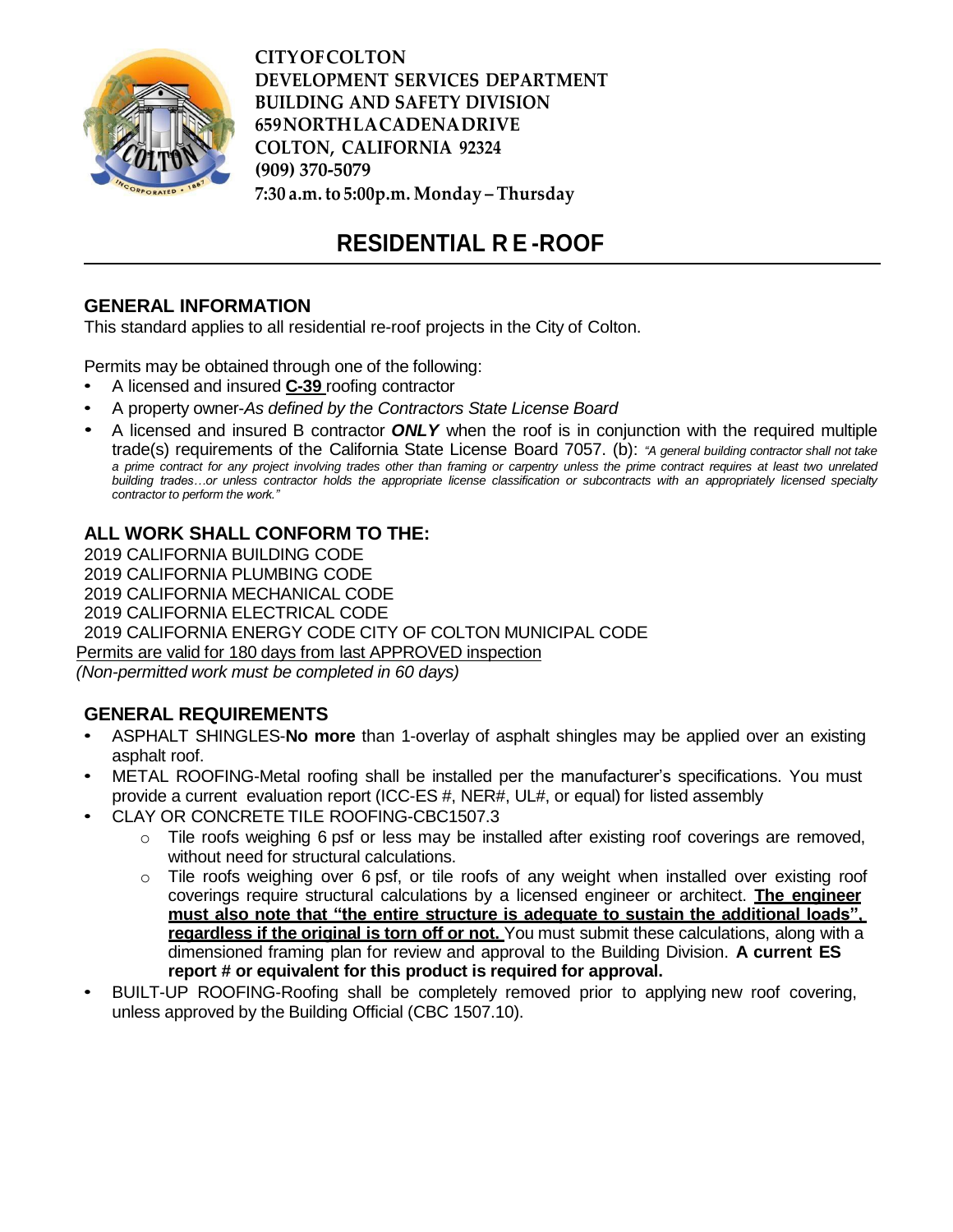**CITY OF COLTON**
**DEVELOPMENT SERVICES DEPARTMENT**
**BUILDING AND SAFETY DIVISION**
**659 NORTH LA CADENA DRIVE**
**COLTON, CALIFORNIA 92324**
**(909) 370-5079**
**7:30 a.m. to 5:00p.m. Monday – Thursday**

# RESIDENTIAL RE-ROOF

## GENERAL INFORMATION

This standard applies to all residential re-roof projects in the City of Colton.

Permits may be obtained through one of the following:

- A licensed and insured **C-39** roofing contractor
- A property owner-*As defined by the Contractors State License Board*
- A licensed and insured B contractor ***ONLY*** when the roof is in conjunction with the required multiple trade(s) requirements of the California State License Board 7057. (b): *"A general building contractor shall not take a prime contract for any project involving trades other than framing or carpentry unless the prime contract requires at least two unrelated building trades…or unless contractor holds the appropriate license classification or subcontracts with an appropriately licensed specialty contractor to perform the work."*

## ALL WORK SHALL CONFORM TO THE:

2019 CALIFORNIA BUILDING CODE
2019 CALIFORNIA PLUMBING CODE
2019 CALIFORNIA MECHANICAL CODE
2019 CALIFORNIA ELECTRICAL CODE
2019 CALIFORNIA ENERGY CODE CITY OF COLTON MUNICIPAL CODE

Permits are valid for 180 days from last APPROVED inspection
*(Non-permitted work must be completed in 60 days)*

## GENERAL REQUIREMENTS

- ASPHALT SHINGLES-**No more** than 1-overlay of asphalt shingles may be applied over an existing asphalt roof.
- METAL ROOFING-Metal roofing shall be installed per the manufacturer's specifications. You must provide a current evaluation report (ICC-ES #, NER#, UL#, or equal) for listed assembly
- CLAY OR CONCRETE TILE ROOFING-CBC1507.3
  - Tile roofs weighing 6 psf or less may be installed after existing roof coverings are removed, without need for structural calculations.
  - Tile roofs weighing over 6 psf, or tile roofs of any weight when installed over existing roof coverings require structural calculations by a licensed engineer or architect. **The engineer must also note that "the entire structure is adequate to sustain the additional loads", regardless if the original is torn off or not.** You must submit these calculations, along with a dimensioned framing plan for review and approval to the Building Division. **A current ES report # or equivalent for this product is required for approval.**
- BUILT-UP ROOFING-Roofing shall be completely removed prior to applying new roof covering, unless approved by the Building Official (CBC 1507.10).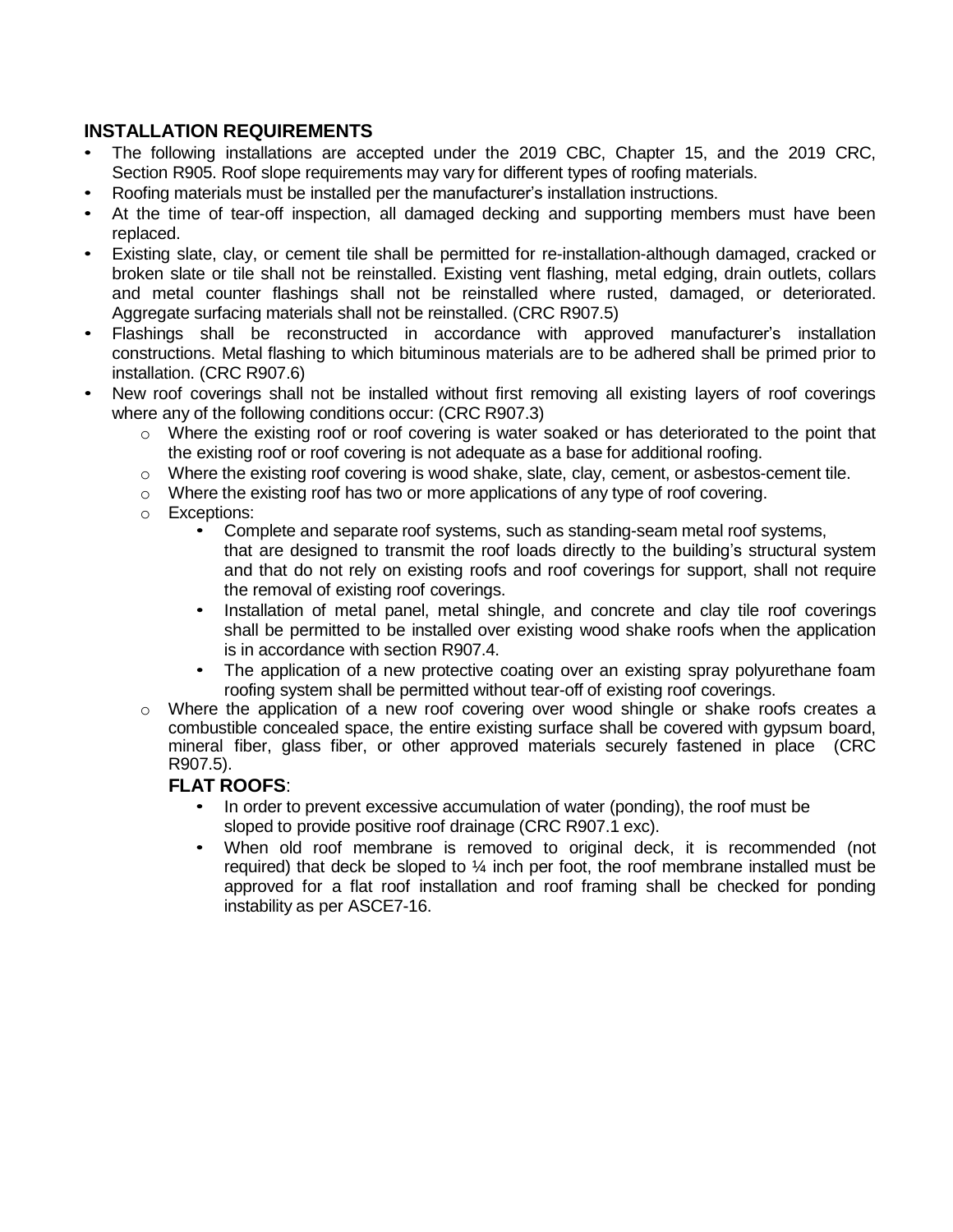## INSTALLATION REQUIREMENTS

- The following installations are accepted under the 2019 CBC, Chapter 15, and the 2019 CRC, Section R905. Roof slope requirements may vary for different types of roofing materials.
- Roofing materials must be installed per the manufacturer's installation instructions.
- At the time of tear-off inspection, all damaged decking and supporting members must have been replaced.
- Existing slate, clay, or cement tile shall be permitted for re-installation-although damaged, cracked or broken slate or tile shall not be reinstalled. Existing vent flashing, metal edging, drain outlets, collars and metal counter flashings shall not be reinstalled where rusted, damaged, or deteriorated. Aggregate surfacing materials shall not be reinstalled. (CRC R907.5)
- Flashings shall be reconstructed in accordance with approved manufacturer's installation constructions. Metal flashing to which bituminous materials are to be adhered shall be primed prior to installation. (CRC R907.6)
- New roof coverings shall not be installed without first removing all existing layers of roof coverings where any of the following conditions occur: (CRC R907.3)
  - Where the existing roof or roof covering is water soaked or has deteriorated to the point that the existing roof or roof covering is not adequate as a base for additional roofing.
  - Where the existing roof covering is wood shake, slate, clay, cement, or asbestos-cement tile.
  - Where the existing roof has two or more applications of any type of roof covering.
  - Exceptions:
    - Complete and separate roof systems, such as standing-seam metal roof systems, that are designed to transmit the roof loads directly to the building's structural system and that do not rely on existing roofs and roof coverings for support, shall not require the removal of existing roof coverings.
    - Installation of metal panel, metal shingle, and concrete and clay tile roof coverings shall be permitted to be installed over existing wood shake roofs when the application is in accordance with section R907.4.
    - The application of a new protective coating over an existing spray polyurethane foam roofing system shall be permitted without tear-off of existing roof coverings.
  - Where the application of a new roof covering over wood shingle or shake roofs creates a combustible concealed space, the entire existing surface shall be covered with gypsum board, mineral fiber, glass fiber, or other approved materials securely fastened in place (CRC R907.5).

### FLAT ROOFS:

- In order to prevent excessive accumulation of water (ponding), the roof must be sloped to provide positive roof drainage (CRC R907.1 exc).
- When old roof membrane is removed to original deck, it is recommended (not required) that deck be sloped to ¼ inch per foot, the roof membrane installed must be approved for a flat roof installation and roof framing shall be checked for ponding instability as per ASCE7-16.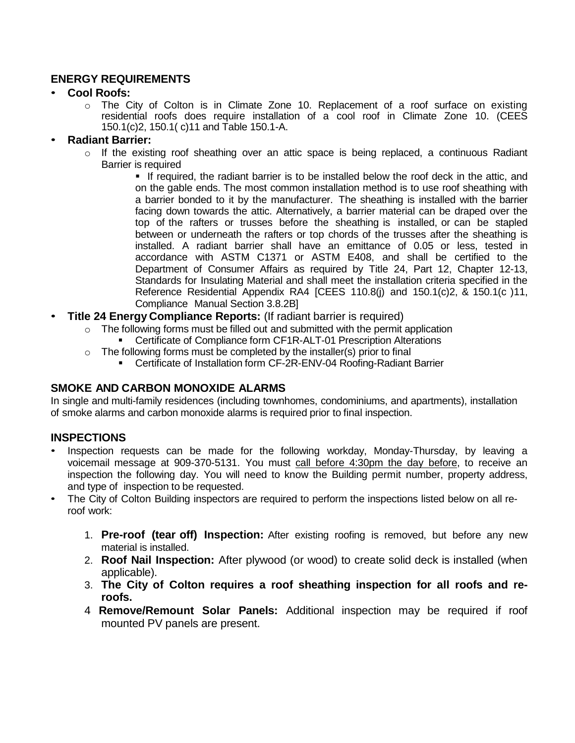## ENERGY REQUIREMENTS

- **Cool Roofs:**
  - The City of Colton is in Climate Zone 10. Replacement of a roof surface on existing residential roofs does require installation of a cool roof in Climate Zone 10. (CEES 150.1(c)2, 150.1( c)11 and Table 150.1-A.
- **Radiant Barrier:**
  - If the existing roof sheathing over an attic space is being replaced, a continuous Radiant Barrier is required
    - If required, the radiant barrier is to be installed below the roof deck in the attic, and on the gable ends. The most common installation method is to use roof sheathing with a barrier bonded to it by the manufacturer. The sheathing is installed with the barrier facing down towards the attic. Alternatively, a barrier material can be draped over the top of the rafters or trusses before the sheathing is installed, or can be stapled between or underneath the rafters or top chords of the trusses after the sheathing is installed. A radiant barrier shall have an emittance of 0.05 or less, tested in accordance with ASTM C1371 or ASTM E408, and shall be certified to the Department of Consumer Affairs as required by Title 24, Part 12, Chapter 12-13, Standards for Insulating Material and shall meet the installation criteria specified in the Reference Residential Appendix RA4 [CEES 110.8(j) and 150.1(c)2, & 150.1(c )11, Compliance Manual Section 3.8.2B]
- **Title 24 Energy Compliance Reports:** (If radiant barrier is required)
  - The following forms must be filled out and submitted with the permit application
    - Certificate of Compliance form CF1R-ALT-01 Prescription Alterations
  - The following forms must be completed by the installer(s) prior to final
    - Certificate of Installation form CF-2R-ENV-04 Roofing-Radiant Barrier

## SMOKE AND CARBON MONOXIDE ALARMS

In single and multi-family residences (including townhomes, condominiums, and apartments), installation of smoke alarms and carbon monoxide alarms is required prior to final inspection.

## INSPECTIONS

- Inspection requests can be made for the following workday, Monday-Thursday, by leaving a voicemail message at 909-370-5131. You must call before 4:30pm the day before, to receive an inspection the following day. You will need to know the Building permit number, property address, and type of inspection to be requested.
- The City of Colton Building inspectors are required to perform the inspections listed below on all re-roof work:

1. **Pre-roof (tear off) Inspection:** After existing roofing is removed, but before any new material is installed.
2. **Roof Nail Inspection:** After plywood (or wood) to create solid deck is installed (when applicable).
3. **The City of Colton requires a roof sheathing inspection for all roofs and re-roofs.**
4. **Remove/Remount Solar Panels:** Additional inspection may be required if roof mounted PV panels are present.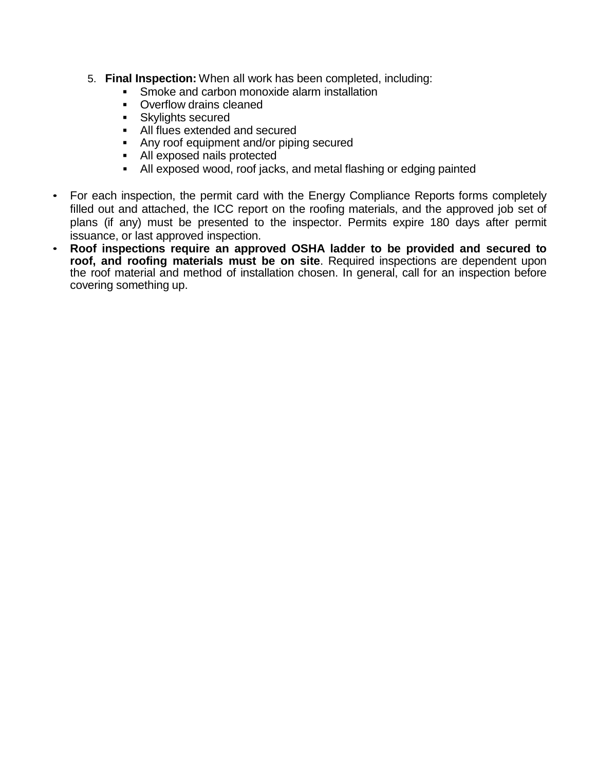5. **Final Inspection:** When all work has been completed, including:
   - Smoke and carbon monoxide alarm installation
   - Overflow drains cleaned
   - Skylights secured
   - All flues extended and secured
   - Any roof equipment and/or piping secured
   - All exposed nails protected
   - All exposed wood, roof jacks, and metal flashing or edging painted

- For each inspection, the permit card with the Energy Compliance Reports forms completely filled out and attached, the ICC report on the roofing materials, and the approved job set of plans (if any) must be presented to the inspector. Permits expire 180 days after permit issuance, or last approved inspection.
- **Roof inspections require an approved OSHA ladder to be provided and secured to roof, and roofing materials must be on site**. Required inspections are dependent upon the roof material and method of installation chosen. In general, call for an inspection before covering something up.